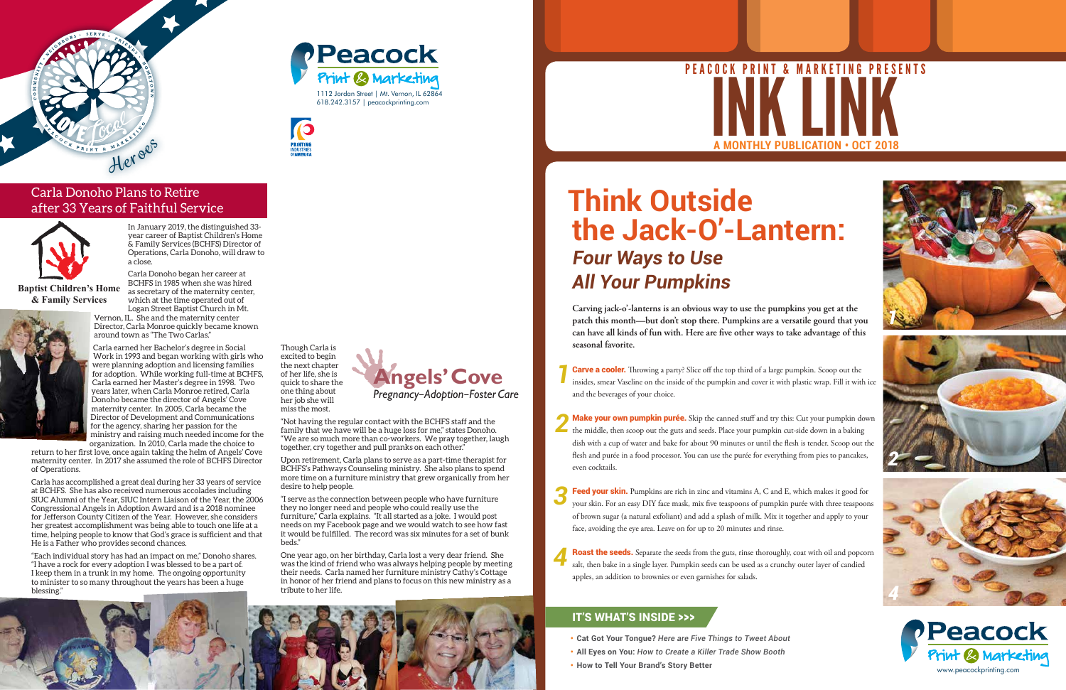# PEACOCK PRINT & MARKETING PRESENTS INK LINK

**A MONTHLY PUBLICATION • OCT 2018**

# Think Outside the Jack-O'-Lantern:

## *Four Ways to Use All Your Pumpkins*

**Carving jack-o'-lanterns is an obvious way to use the pumpkins you get at the patch this month—but don't stop there. Pumpkins are a versatile gourd that you can have all kinds of fun with. Here are five other ways to take advantage of this seasonal favorite.**

*1* **Carve a cooler.** Throwing a party? Slice off the top third of a large pumpkin. Scoop out the insides, smear Vaseline on the inside of the pumpkin and cover it with plastic wrap. Fill it with ice and the beverages of your choice.

*2* **Make your own pumpkin purée.** Skip the canned stuff and try this: Cut your pumpkin down the middle, then scoop out the guts and seeds. Place your pumpkin cut-side down in a baking dish with a cup of water and bake for about 90 minutes or until the flesh is tender. Scoop out the flesh and purée in a food processor. You can use the purée for everything from pies to pancakes, even cocktails.

*3* **Feed your skin.** Pumpkins are rich in zinc and vitamins A, C and E, which makes it good for your skin. For an easy DIY face mask, mix five teaspoons of pumpkin purée with three teaspoons of brown sugar (a natural exfoliant) and add a splash of milk. Mix it together and apply to your face, avoiding the eye area. Leave on for up to 20 minutes and rinse.

*4* **Roast the seeds.** Separate the seeds from the guts, rinse thoroughly, coat with oil and popcorn salt, then bake in a single layer. Pumpkin seeds can be used as a crunchy outer layer of candied apples, an addition to brownies or even garnishes for salads.

### IT'S WHAT'S INSIDE >>>

- **Cat Got Your Tongue?** *Here are Five Things to Tweet About*
- **All Eyes on You:** *How to Create a Killer Trade Show Booth*
- **How to Tell Your Brand's Story Better**

Peacock Print & Marketing
www.peacockprinting.com

---

Peacock Print & Marketing
1112 Jordan Street | Mt. Vernon, IL 62864
618.242.3157 | peacockprinting.com

Community • Neighbors • Serve • Friends • Hometown — Peacock Print & Marketing — Love Local Heroes

## Carla Donoho Plans to Retire after 33 Years of Faithful Service

**Baptist Children's Home & Family Services**

In January 2019, the distinguished 33-year career of Baptist Children's Home & Family Services (BCHFS) Director of Operations, Carla Donoho, will draw to a close.

Carla Donoho began her career at BCHFS in 1985 when she was hired as secretary of the maternity center, which at the time operated out of Logan Street Baptist Church in Mt. Vernon, IL. She and the maternity center Director, Carla Monroe quickly became known around town as "The Two Carlas."

Carla earned her Bachelor's degree in Social Work in 1993 and began working with girls who were planning adoption and licensing families for adoption. While working full-time at BCHFS, Carla earned her Master's degree in 1998. Two years later, when Carla Monroe retired, Carla Donoho became the director of Angels' Cove maternity center. In 2005, Carla became the Director of Development and Communications for the agency, sharing her passion for the ministry and raising much needed income for the organization. In 2010, Carla made the choice to return to her first love, once again taking the helm of Angels' Cove maternity center. In 2017 she assumed the role of BCHFS Director of Operations.

Carla has accomplished a great deal during her 33 years of service at BCHFS. She has also received numerous accolades including SIUC Alumni of the Year, SIUC Intern Liaison of the Year, the 2006 Congressional Angels in Adoption Award and is a 2018 nominee for Jefferson County Citizen of the Year. However, she considers her greatest accomplishment was being able to touch one life at a time, helping people to know that God's grace is sufficient and that He is a Father who provides second chances.

"Each individual story has had an impact on me," Donoho shares. "I have a rock for every adoption I was blessed to be a part of. I keep them in a trunk in my home. The ongoing opportunity to minister to so many throughout the years has been a huge blessing."

Though Carla is excited to begin the next chapter of her life, she is quick to share the one thing about her job she will miss the most.

**Angels' Cove**
*Pregnancy–Adoption–Foster Care*

"Not having the regular contact with the BCHFS staff and the family that we have will be a huge loss for me," states Donoho. "We are so much more than co-workers. We pray together, laugh together, cry together and pull pranks on each other."

Upon retirement, Carla plans to serve as a part-time therapist for BCHFS's Pathways Counseling ministry. She also plans to spend more time on a furniture ministry that grew organically from her desire to help people.

"I serve as the connection between people who have furniture they no longer need and people who could really use the furniture," Carla explains. "It all started as a joke. I would post needs on my Facebook page and we would watch to see how fast it would be fulfilled. The record was six minutes for a set of bunk beds."

One year ago, on her birthday, Carla lost a very dear friend. She was the kind of friend who was always helping people by meeting their needs. Carla named her furniture ministry Cathy's Cottage in honor of her friend and plans to focus on this new ministry as a tribute to her life.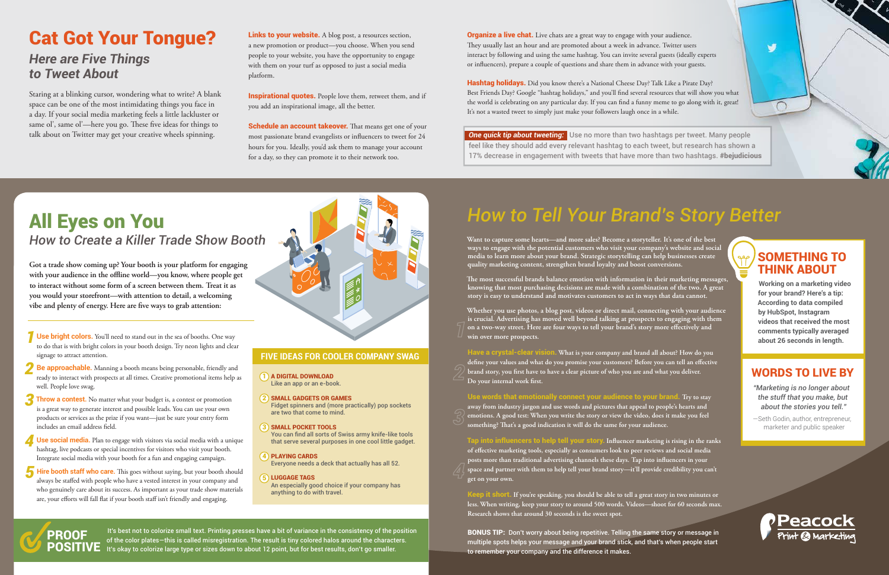# Cat Got Your Tongue?

## Here are Five Things to Tweet About

Staring at a blinking cursor, wondering what to write? A blank space can be one of the most intimidating things you face in a day. If your social media marketing feels a little lackluster or same ol', same ol'—here you go. These five ideas for things to talk about on Twitter may get your creative wheels spinning.

**Links to your website.** A blog post, a resources section, a new promotion or product—you choose. When you send people to your website, you have the opportunity to engage with them on your turf as opposed to just a social media platform.

**Inspirational quotes.** People love them, retweet them, and if you add an inspirational image, all the better.

**Schedule an account takeover.** That means get one of your most passionate brand evangelists or influencers to tweet for 24 hours for you. Ideally, you'd ask them to manage your account for a day, so they can promote it to their network too.

**Organize a live chat.** Live chats are a great way to engage with your audience. They usually last an hour and are promoted about a week in advance. Twitter users interact by following and using the same hashtag. You can invite several guests (ideally experts or influencers), prepare a couple of questions and share them in advance with your guests.

**Hashtag holidays.** Did you know there's a National Cheese Day? Talk Like a Pirate Day? Best Friends Day? Google "hashtag holidays," and you'll find several resources that will show you what the world is celebrating on any particular day. If you can find a funny meme to go along with it, great! It's not a wasted tweet to simply just make your followers laugh once in a while.

**One quick tip about tweeting:** Use no more than two hashtags per tweet. Many people feel like they should add every relevant hashtag to each tweet, but research has shown a 17% decrease in engagement with tweets that have more than two hashtags. **#bejudicious**

# All Eyes on You

## How to Create a Killer Trade Show Booth

**Got a trade show coming up? Your booth is your platform for engaging with your audience in the offline world—you know, where people get to interact without some form of a screen between them. Treat it as you would your storefront—with attention to detail, a welcoming vibe and plenty of energy. Here are five ways to grab attention:**

1. **Use bright colors.** You'll need to stand out in the sea of booths. One way to do that is with bright colors in your booth design. Try neon lights and clear signage to attract attention.
2. **Be approachable.** Manning a booth means being personable, friendly and ready to interact with prospects at all times. Creative promotional items help as well. People love swag.
3. **Throw a contest.** No matter what your budget is, a contest or promotion is a great way to generate interest and possible leads. You can use your own products or services as the prize if you want—just be sure your entry form includes an email address field.
4. **Use social media.** Plan to engage with visitors via social media with a unique hashtag, live podcasts or special incentives for visitors who visit your booth. Integrate social media with your booth for a fun and engaging campaign.
5. **Hire booth staff who care.** This goes without saying, but your booth should always be staffed with people who have a vested interest in your company and who genuinely care about its success. As important as your trade show materials are, your efforts will fall flat if your booth staff isn't friendly and engaging.

### FIVE IDEAS FOR COOLER COMPANY SWAG

1. **A DIGITAL DOWNLOAD**
   Like an app or an e-book.
2. **SMALL GADGETS OR GAMES**
   Fidget spinners and (more practically) pop sockets are two that come to mind.
3. **SMALL POCKET TOOLS**
   You can find all sorts of Swiss army knife-like tools that serve several purposes in one cool little gadget.
4. **PLAYING CARDS**
   Everyone needs a deck that actually has all 52.
5. **LUGGAGE TAGS**
   An especially good choice if your company has anything to do with travel.

**PROOF POSITIVE**

It's best not to colorize small text. Printing presses have a bit of variance in the consistency of the position of the color plates—this is called misregistration. The result is tiny colored halos around the characters. It's okay to colorize large type or sizes down to about 12 point, but for best results, don't go smaller.

# How to Tell Your Brand's Story Better

**Want to capture some hearts—and more sales? Become a storyteller. It's one of the best ways to engage with the potential customers who visit your company's website and social media to learn more about your brand. Strategic storytelling can help businesses create quality marketing content, strengthen brand loyalty and boost conversions.**

**The most successful brands balance emotion with information in their marketing messages, knowing that most purchasing decisions are made with a combination of the two. A great story is easy to understand and motivates customers to act in ways that data cannot.**

**Whether you use photos, a blog post, videos or direct mail, connecting with your audience is crucial. Advertising has moved well beyond talking at prospects to engaging with them on a two-way street. Here are four ways to tell your brand's story more effectively and win over more prospects.**

1. **Have a crystal-clear vision.** What is your company and brand all about? How do you define your values and what do you promise your customers? Before you can tell an effective brand story, you first have to have a clear picture of who you are and what you deliver. Do your internal work first.
2. **Use words that emotionally connect your audience to your brand.** Try to stay away from industry jargon and use words and pictures that appeal to people's hearts and emotions. A good test: When you write the story or view the video, does it make you feel something? That's a good indication it will do the same for your audience.
3. **Tap into influencers to help tell your story.** Influencer marketing is rising in the ranks of effective marketing tools, especially as consumers look to peer reviews and social media posts more than traditional advertising channels these days. Tap into influencers in your space and partner with them to help tell your brand story—it'll provide credibility you can't get on your own.
4. **Keep it short.** If you're speaking, you should be able to tell a great story in two minutes or less. When writing, keep your story to around 500 words. Videos—shoot for 60 seconds max. Research shows that around 30 seconds is the sweet spot.

**BONUS TIP:** Don't worry about being repetitive. Telling the same story or message in multiple spots helps your message and your brand stick, and that's when people start to remember your company and the difference it makes.

### SOMETHING TO THINK ABOUT

Working on a marketing video for your brand? Here's a tip: According to data compiled by HubSpot, Instagram videos that received the most comments typically averaged about 26 seconds in length.

### WORDS TO LIVE BY

*"Marketing is no longer about the stuff that you make, but about the stories you tell."*

—Seth Godin, author, entrepreneur, marketer and public speaker

Peacock Print & Marketing